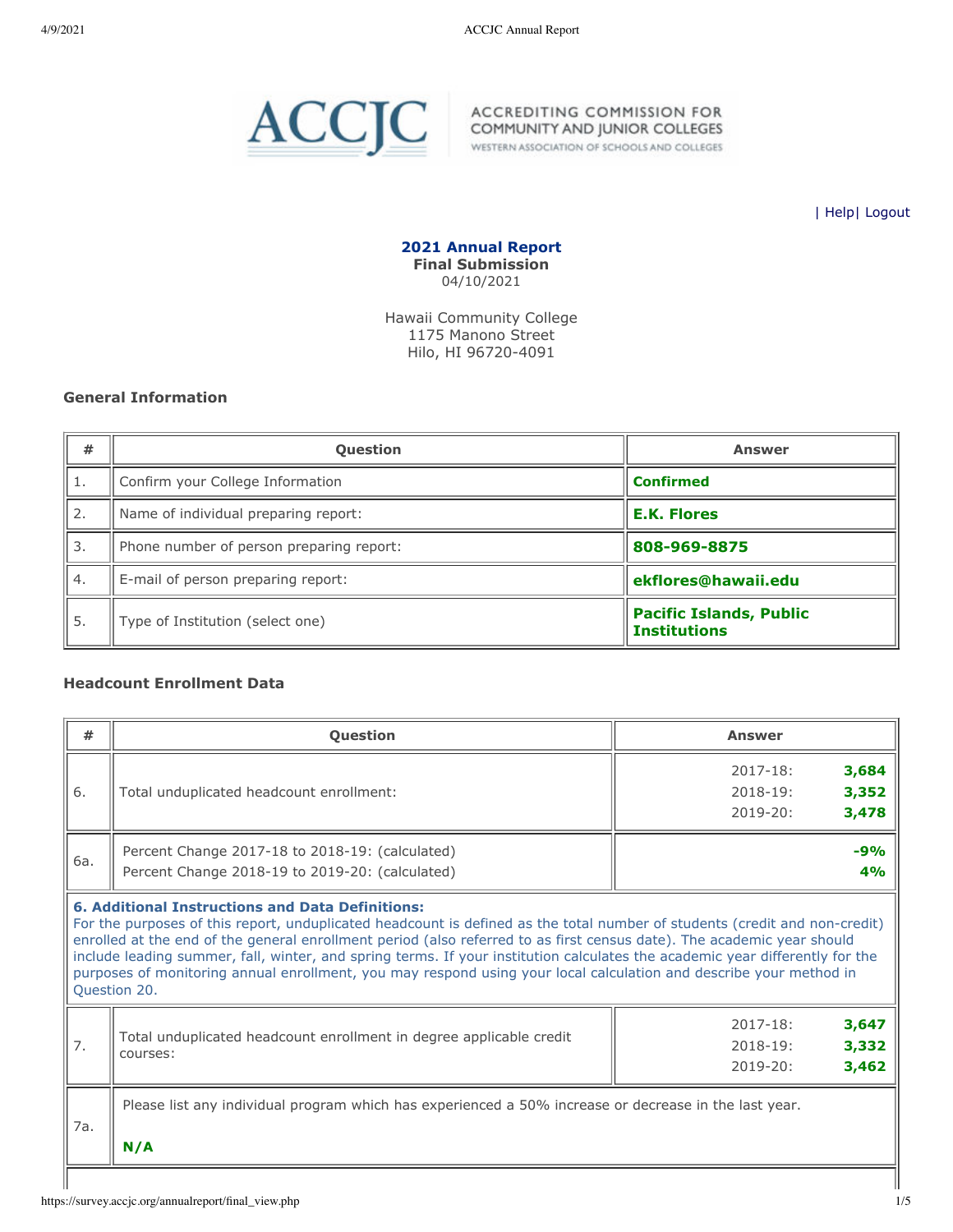ACCREDITING COMMISSION FOR COMMUNITY AND JUNIOR COLLEGES
WESTERN ASSOCIATION OF SCHOOLS AND COLLEGES

| Help| Logout

**2021 Annual Report**
**Final Submission**
04/10/2021

Hawaii Community College
1175 Manono Street
Hilo, HI 96720-4091

### General Information

| # | Question | Answer |
|---|---|---|
| 1. | Confirm your College Information | **Confirmed** |
| 2. | Name of individual preparing report: | **E.K. Flores** |
| 3. | Phone number of person preparing report: | **808-969-8875** |
| 4. | E-mail of person preparing report: | **ekflores@hawaii.edu** |
| 5. | Type of Institution (select one) | **Pacific Islands, Public Institutions** |

### Headcount Enrollment Data

| # | Question | Answer |
|---|---|---|
| 6. | Total unduplicated headcount enrollment: | 2017-18: **3,684**<br>2018-19: **3,352**<br>2019-20: **3,478** |
| 6a. | Percent Change 2017-18 to 2018-19: (calculated)<br>Percent Change 2018-19 to 2019-20: (calculated) | **-9%**<br>**4%** |
| **6. Additional Instructions and Data Definitions:** For the purposes of this report, unduplicated headcount is defined as the total number of students (credit and non-credit) enrolled at the end of the general enrollment period (also referred to as first census date). The academic year should include leading summer, fall, winter, and spring terms. If your institution calculates the academic year differently for the purposes of monitoring annual enrollment, you may respond using your local calculation and describe your method in Question 20. | | |
| 7. | Total unduplicated headcount enrollment in degree applicable credit courses: | 2017-18: **3,647**<br>2018-19: **3,332**<br>2019-20: **3,462** |
| 7a. | Please list any individual program which has experienced a 50% increase or decrease in the last year.<br><br>**N/A** | |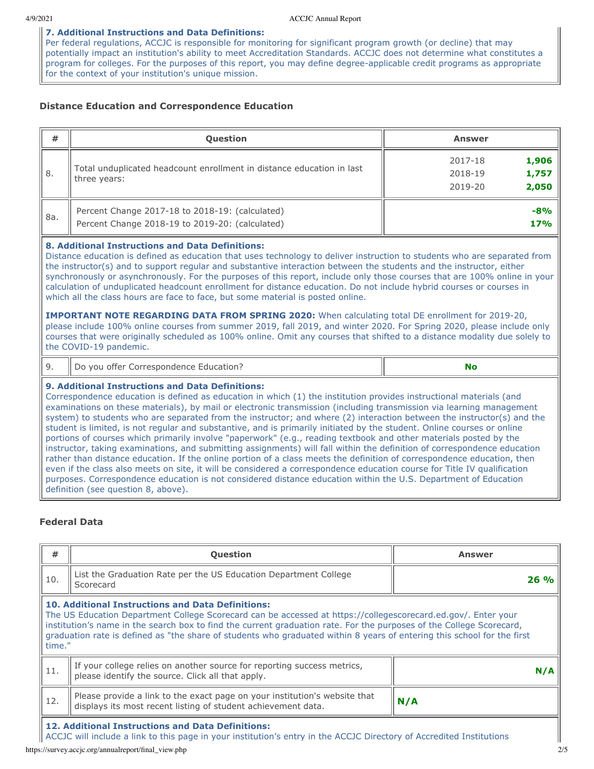**7. Additional Instructions and Data Definitions:**
Per federal regulations, ACCJC is responsible for monitoring for significant program growth (or decline) that may potentially impact an institution's ability to meet Accreditation Standards. ACCJC does not determine what constitutes a program for colleges. For the purposes of this report, you may define degree-applicable credit programs as appropriate for the context of your institution's unique mission.

### Distance Education and Correspondence Education

| # | Question | Answer |
|---|---|---|
| 8. | Total unduplicated headcount enrollment in distance education in last three years: | 2017-18 **1,906**<br>2018-19 **1,757**<br>2019-20 **2,050** |
| 8a. | Percent Change 2017-18 to 2018-19: (calculated)<br>Percent Change 2018-19 to 2019-20: (calculated) | **-8%**<br>**17%** |

**8. Additional Instructions and Data Definitions:**
Distance education is defined as education that uses technology to deliver instruction to students who are separated from the instructor(s) and to support regular and substantive interaction between the students and the instructor, either synchronously or asynchronously. For the purposes of this report, include only those courses that are 100% online in your calculation of unduplicated headcount enrollment for distance education. Do not include hybrid courses or courses in which all the class hours are face to face, but some material is posted online.

**IMPORTANT NOTE REGARDING DATA FROM SPRING 2020:** When calculating total DE enrollment for 2019-20, please include 100% online courses from summer 2019, fall 2019, and winter 2020. For Spring 2020, please include only courses that were originally scheduled as 100% online. Omit any courses that shifted to a distance modality due solely to the COVID-19 pandemic.

| # | Question | Answer |
|---|---|---|
| 9. | Do you offer Correspondence Education? | **No** |

**9. Additional Instructions and Data Definitions:**
Correspondence education is defined as education in which (1) the institution provides instructional materials (and examinations on these materials), by mail or electronic transmission (including transmission via learning management system) to students who are separated from the instructor; and where (2) interaction between the instructor(s) and the student is limited, is not regular and substantive, and is primarily initiated by the student. Online courses or online portions of courses which primarily involve "paperwork" (e.g., reading textbook and other materials posted by the instructor, taking examinations, and submitting assignments) will fall within the definition of correspondence education rather than distance education. If the online portion of a class meets the definition of correspondence education, then even if the class also meets on site, it will be considered a correspondence education course for Title IV qualification purposes. Correspondence education is not considered distance education within the U.S. Department of Education definition (see question 8, above).

### Federal Data

| # | Question | Answer |
|---|---|---|
| 10. | List the Graduation Rate per the US Education Department College Scorecard | **26 %** |

**10. Additional Instructions and Data Definitions:**
The US Education Department College Scorecard can be accessed at https://collegescorecard.ed.gov/. Enter your institution's name in the search box to find the current graduation rate. For the purposes of the College Scorecard, graduation rate is defined as "the share of students who graduated within 8 years of entering this school for the first time."

| # | Question | Answer |
|---|---|---|
| 11. | If your college relies on another source for reporting success metrics, please identify the source. Click all that apply. | **N/A** |
| 12. | Please provide a link to the exact page on your institution's website that displays its most recent listing of student achievement data. | **N/A** |

**12. Additional Instructions and Data Definitions:**
ACCJC will include a link to this page in your institution's entry in the ACCJC Directory of Accredited Institutions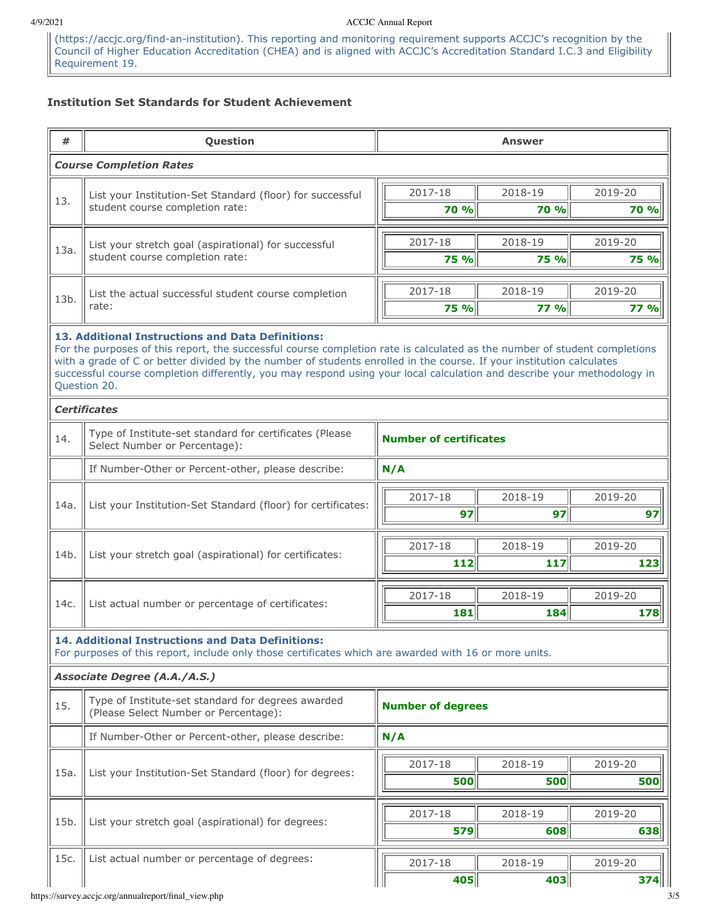(https://accjc.org/find-an-institution). This reporting and monitoring requirement supports ACCJC's recognition by the Council of Higher Education Accreditation (CHEA) and is aligned with ACCJC's Accreditation Standard I.C.3 and Eligibility Requirement 19.

### Institution Set Standards for Student Achievement

| # | Question | Answer | | |
|---|---|---|---|---|
| ***Course Completion Rates*** | | | | |
| 13. | List your Institution-Set Standard (floor) for successful student course completion rate: | 2017-18: **70 %** | 2018-19: **70 %** | 2019-20: **70 %** |
| 13a. | List your stretch goal (aspirational) for successful student course completion rate: | 2017-18: **75 %** | 2018-19: **75 %** | 2019-20: **75 %** |
| 13b. | List the actual successful student course completion rate: | 2017-18: **75 %** | 2018-19: **77 %** | 2019-20: **77 %** |
| **13. Additional Instructions and Data Definitions:** For the purposes of this report, the successful course completion rate is calculated as the number of student completions with a grade of C or better divided by the number of students enrolled in the course. If your institution calculates successful course completion differently, you may respond using your local calculation and describe your methodology in Question 20. | | | | |
| ***Certificates*** | | | | |
| 14. | Type of Institute-set standard for certificates (Please Select Number or Percentage): | **Number of certificates** | | |
| | If Number-Other or Percent-other, please describe: | **N/A** | | |
| 14a. | List your Institution-Set Standard (floor) for certificates: | 2017-18: **97** | 2018-19: **97** | 2019-20: **97** |
| 14b. | List your stretch goal (aspirational) for certificates: | 2017-18: **112** | 2018-19: **117** | 2019-20: **123** |
| 14c. | List actual number or percentage of certificates: | 2017-18: **181** | 2018-19: **184** | 2019-20: **178** |
| **14. Additional Instructions and Data Definitions:** For purposes of this report, include only those certificates which are awarded with 16 or more units. | | | | |
| ***Associate Degree (A.A./A.S.)*** | | | | |
| 15. | Type of Institute-set standard for degrees awarded (Please Select Number or Percentage): | **Number of degrees** | | |
| | If Number-Other or Percent-other, please describe: | **N/A** | | |
| 15a. | List your Institution-Set Standard (floor) for degrees: | 2017-18: **500** | 2018-19: **500** | 2019-20: **500** |
| 15b. | List your stretch goal (aspirational) for degrees: | 2017-18: **579** | 2018-19: **608** | 2019-20: **638** |
| 15c. | List actual number or percentage of degrees: | 2017-18: **405** | 2018-19: **403** | 2019-20: **374** |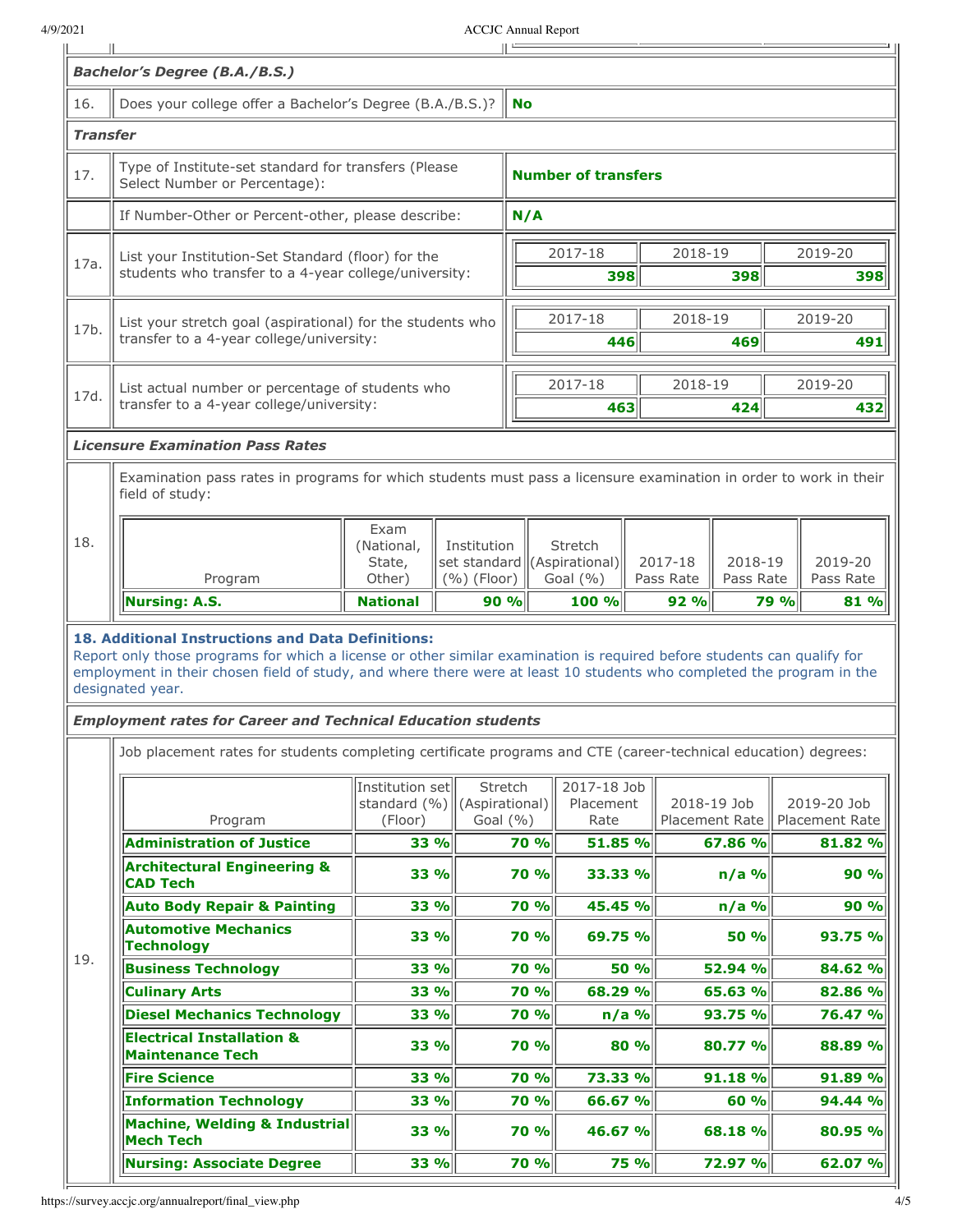| | | |
|---|---|---|
| ***Bachelor's Degree (B.A./B.S.)*** | | |
| 16. | Does your college offer a Bachelor's Degree (B.A./B.S.)? | **No** |
| ***Transfer*** | | |
| 17. | Type of Institute-set standard for transfers (Please Select Number or Percentage): | **Number of transfers** |
| | If Number-Other or Percent-other, please describe: | **N/A** |

| | | 2017-18 | 2018-19 | 2019-20 |
|---|---|---|---|---|
| 17a. | List your Institution-Set Standard (floor) for the students who transfer to a 4-year college/university: | **398** | **398** | **398** |
| 17b. | List your stretch goal (aspirational) for the students who transfer to a 4-year college/university: | **446** | **469** | **491** |
| 17d. | List actual number or percentage of students who transfer to a 4-year college/university: | **463** | **424** | **432** |

***Licensure Examination Pass Rates***

18. Examination pass rates in programs for which students must pass a licensure examination in order to work in their field of study:

| Program | Exam (National, State, Other) | Institution set standard (%) (Floor) | Stretch (Aspirational) Goal (%) | 2017-18 Pass Rate | 2018-19 Pass Rate | 2019-20 Pass Rate |
|---|---|---|---|---|---|---|
| **Nursing: A.S.** | **National** | **90 %** | **100 %** | **92 %** | **79 %** | **81 %** |

**18. Additional Instructions and Data Definitions:**
Report only those programs for which a license or other similar examination is required before students can qualify for employment in their chosen field of study, and where there were at least 10 students who completed the program in the designated year.

***Employment rates for Career and Technical Education students***

19. Job placement rates for students completing certificate programs and CTE (career-technical education) degrees:

| Program | Institution set standard (%) (Floor) | Stretch (Aspirational) Goal (%) | 2017-18 Job Placement Rate | 2018-19 Job Placement Rate | 2019-20 Job Placement Rate |
|---|---|---|---|---|---|
| **Administration of Justice** | **33 %** | **70 %** | **51.85 %** | **67.86 %** | **81.82 %** |
| **Architectural Engineering & CAD Tech** | **33 %** | **70 %** | **33.33 %** | **n/a %** | **90 %** |
| **Auto Body Repair & Painting** | **33 %** | **70 %** | **45.45 %** | **n/a %** | **90 %** |
| **Automotive Mechanics Technology** | **33 %** | **70 %** | **69.75 %** | **50 %** | **93.75 %** |
| **Business Technology** | **33 %** | **70 %** | **50 %** | **52.94 %** | **84.62 %** |
| **Culinary Arts** | **33 %** | **70 %** | **68.29 %** | **65.63 %** | **82.86 %** |
| **Diesel Mechanics Technology** | **33 %** | **70 %** | **n/a %** | **93.75 %** | **76.47 %** |
| **Electrical Installation & Maintenance Tech** | **33 %** | **70 %** | **80 %** | **80.77 %** | **88.89 %** |
| **Fire Science** | **33 %** | **70 %** | **73.33 %** | **91.18 %** | **91.89 %** |
| **Information Technology** | **33 %** | **70 %** | **66.67 %** | **60 %** | **94.44 %** |
| **Machine, Welding & Industrial Mech Tech** | **33 %** | **70 %** | **46.67 %** | **68.18 %** | **80.95 %** |
| **Nursing: Associate Degree** | **33 %** | **70 %** | **75 %** | **72.97 %** | **62.07 %** |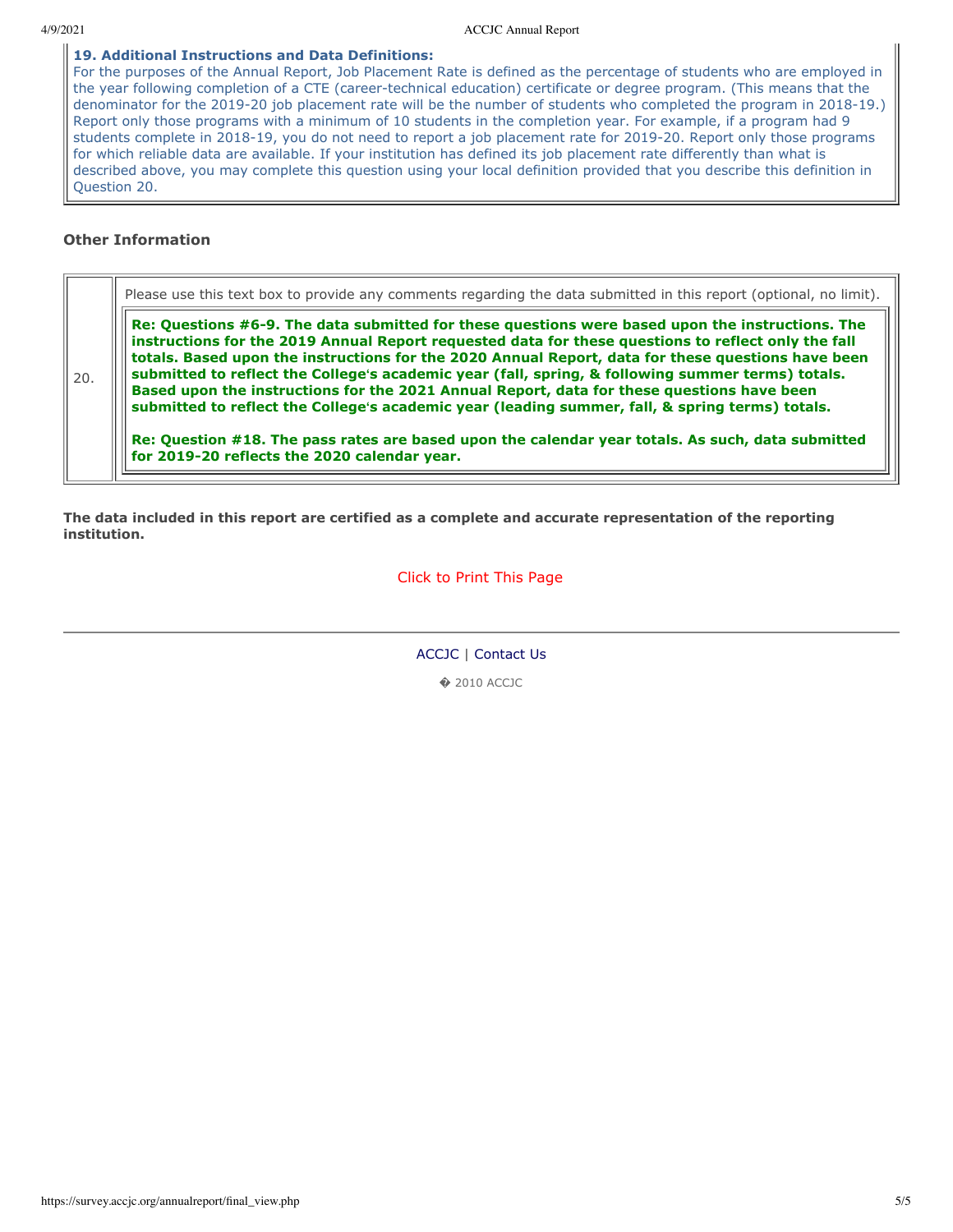**19. Additional Instructions and Data Definitions:**
For the purposes of the Annual Report, Job Placement Rate is defined as the percentage of students who are employed in the year following completion of a CTE (career-technical education) certificate or degree program. (This means that the denominator for the 2019-20 job placement rate will be the number of students who completed the program in 2018-19.) Report only those programs with a minimum of 10 students in the completion year. For example, if a program had 9 students complete in 2018-19, you do not need to report a job placement rate for 2019-20. Report only those programs for which reliable data are available. If your institution has defined its job placement rate differently than what is described above, you may complete this question using your local definition provided that you describe this definition in Question 20.

### Other Information

| | |
|---|---|
| 20. | Please use this text box to provide any comments regarding the data submitted in this report (optional, no limit).<br><br>**Re: Questions #6-9. The data submitted for these questions were based upon the instructions. The instructions for the 2019 Annual Report requested data for these questions to reflect only the fall totals. Based upon the instructions for the 2020 Annual Report, data for these questions have been submitted to reflect the College's academic year (fall, spring, & following summer terms) totals. Based upon the instructions for the 2021 Annual Report, data for these questions have been submitted to reflect the College's academic year (leading summer, fall, & spring terms) totals.**<br><br>**Re: Question #18. The pass rates are based upon the calendar year totals. As such, data submitted for 2019-20 reflects the 2020 calendar year.** |

**The data included in this report are certified as a complete and accurate representation of the reporting institution.**

Click to Print This Page

ACCJC | Contact Us

� 2010 ACCJC